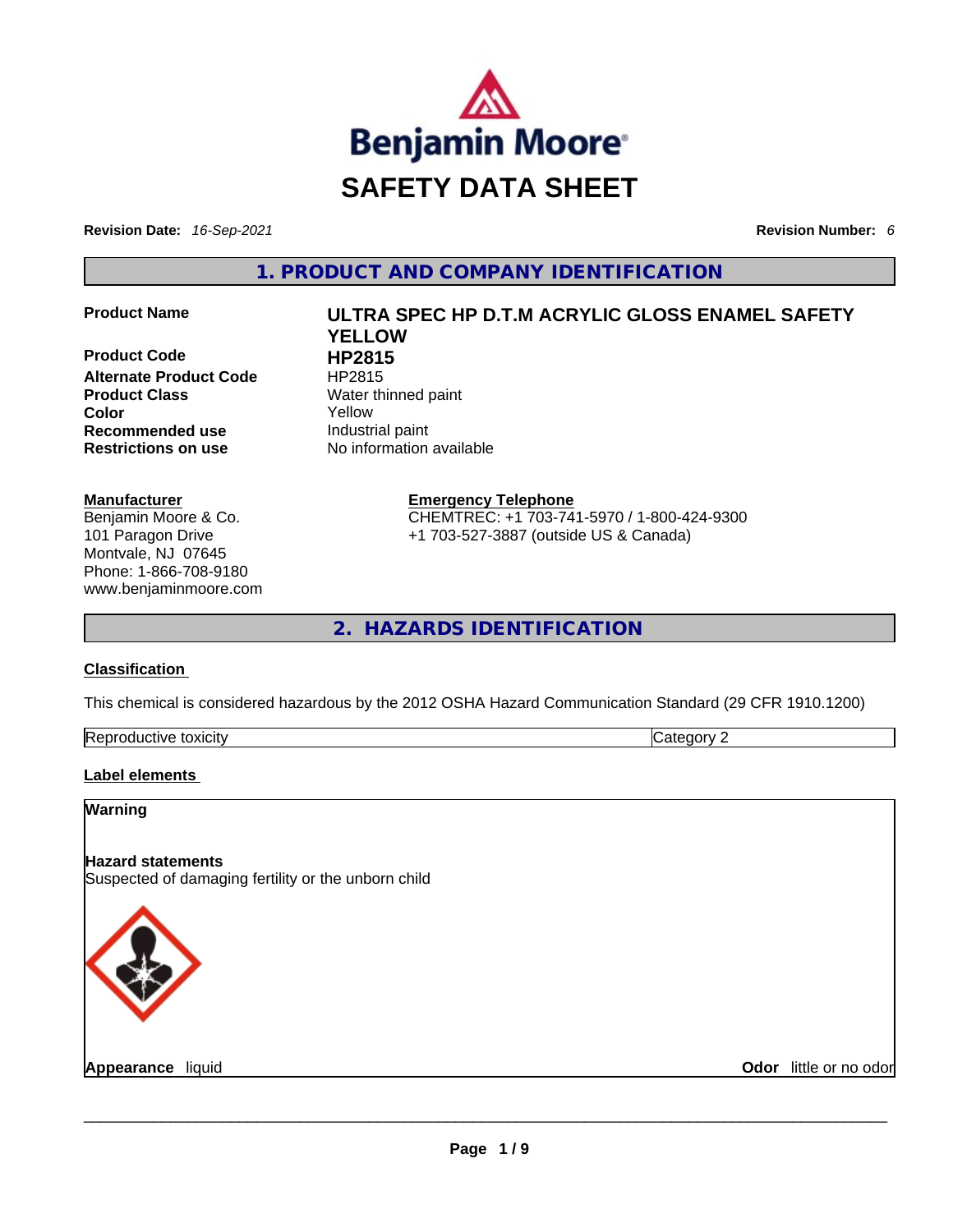# SAFETY DATA SHEET

**Revision Date:** *16-Sep-2021* **Revision Number:** *6*

## 1. PRODUCT AND COMPANY IDENTIFICATION

| | |
|---|---|
| **Product Name** | **ULTRA SPEC HP D.T.M ACRYLIC GLOSS ENAMEL SAFETY YELLOW** |
| **Product Code** | **HP2815** |
| **Alternate Product Code** | HP2815 |
| **Product Class** | Water thinned paint |
| **Color** | Yellow |
| **Recommended use** | Industrial paint |
| **Restrictions on use** | No information available |

**Manufacturer**
Benjamin Moore & Co.
101 Paragon Drive
Montvale, NJ 07645
Phone: 1-866-708-9180
www.benjaminmoore.com

**Emergency Telephone**
CHEMTREC: +1 703-741-5970 / 1-800-424-9300
+1 703-527-3887 (outside US & Canada)

## 2. HAZARDS IDENTIFICATION

**Classification**

This chemical is considered hazardous by the 2012 OSHA Hazard Communication Standard (29 CFR 1910.1200)

| Reproductive toxicity | Category 2 |
|---|---|

**Label elements**

**Warning**

**Hazard statements**
Suspected of damaging fertility or the unborn child

**Appearance** liquid **Odor** little or no odor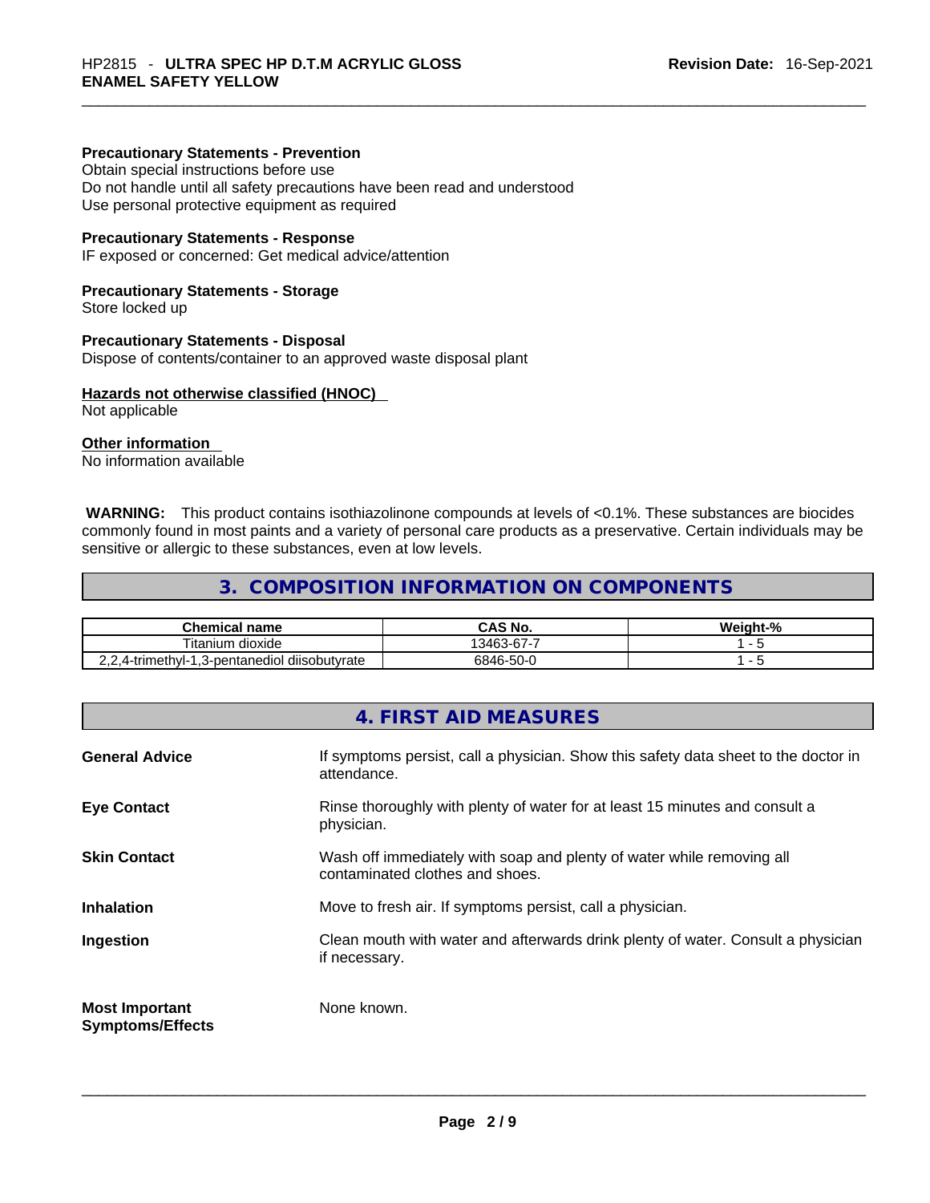**Precautionary Statements - Prevention**
Obtain special instructions before use
Do not handle until all safety precautions have been read and understood
Use personal protective equipment as required

**Precautionary Statements - Response**
IF exposed or concerned: Get medical advice/attention

**Precautionary Statements - Storage**
Store locked up

**Precautionary Statements - Disposal**
Dispose of contents/container to an approved waste disposal plant

**Hazards not otherwise classified (HNOC)**
Not applicable

**Other information**
No information available

**WARNING:** This product contains isothiazolinone compounds at levels of <0.1%. These substances are biocides commonly found in most paints and a variety of personal care products as a preservative. Certain individuals may be sensitive or allergic to these substances, even at low levels.

## 3. COMPOSITION INFORMATION ON COMPONENTS

| Chemical name | CAS No. | Weight-% |
|---|---|---|
| Titanium dioxide | 13463-67-7 | 1 - 5 |
| 2,2,4-trimethyl-1,3-pentanediol diisobutyrate | 6846-50-0 | 1 - 5 |

## 4. FIRST AID MEASURES

**General Advice**
If symptoms persist, call a physician. Show this safety data sheet to the doctor in attendance.

**Eye Contact**
Rinse thoroughly with plenty of water for at least 15 minutes and consult a physician.

**Skin Contact**
Wash off immediately with soap and plenty of water while removing all contaminated clothes and shoes.

**Inhalation**
Move to fresh air. If symptoms persist, call a physician.

**Ingestion**
Clean mouth with water and afterwards drink plenty of water. Consult a physician if necessary.

**Most Important Symptoms/Effects**
None known.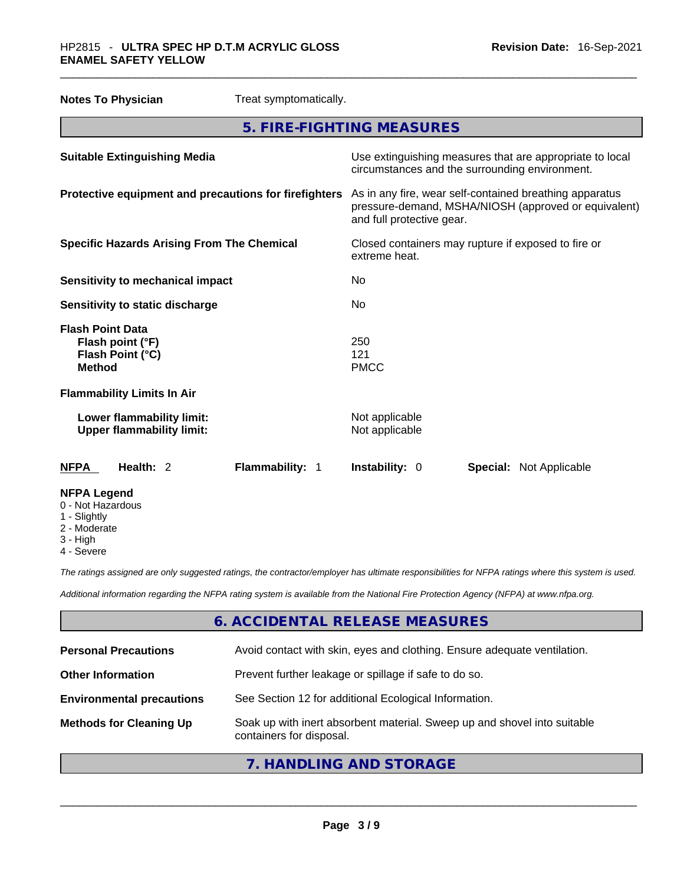**Notes To Physician** Treat symptomatically.

## 5. FIRE-FIGHTING MEASURES

**Suitable Extinguishing Media**: Use extinguishing measures that are appropriate to local circumstances and the surrounding environment.

**Protective equipment and precautions for firefighters**: As in any fire, wear self-contained breathing apparatus pressure-demand, MSHA/NIOSH (approved or equivalent) and full protective gear.

**Specific Hazards Arising From The Chemical**: Closed containers may rupture if exposed to fire or extreme heat.

**Sensitivity to mechanical impact**: No

**Sensitivity to static discharge**: No

**Flash Point Data**

- **Flash point (°F)**: 250
- **Flash Point (°C)**: 121
- **Method**: PMCC

**Flammability Limits In Air**

- **Lower flammability limit:** Not applicable
- **Upper flammability limit:** Not applicable

| **NFPA** | **Health:** 2 | **Flammability:** 1 | **Instability:** 0 | **Special:** Not Applicable |
|---|---|---|---|---|

**NFPA Legend**

0 - Not Hazardous
1 - Slightly
2 - Moderate
3 - High
4 - Severe

*The ratings assigned are only suggested ratings, the contractor/employer has ultimate responsibilities for NFPA ratings where this system is used.*

*Additional information regarding the NFPA rating system is available from the National Fire Protection Agency (NFPA) at www.nfpa.org.*

## 6. ACCIDENTAL RELEASE MEASURES

**Personal Precautions**: Avoid contact with skin, eyes and clothing. Ensure adequate ventilation.

**Other Information**: Prevent further leakage or spillage if safe to do so.

**Environmental precautions**: See Section 12 for additional Ecological Information.

**Methods for Cleaning Up**: Soak up with inert absorbent material. Sweep up and shovel into suitable containers for disposal.

## 7. HANDLING AND STORAGE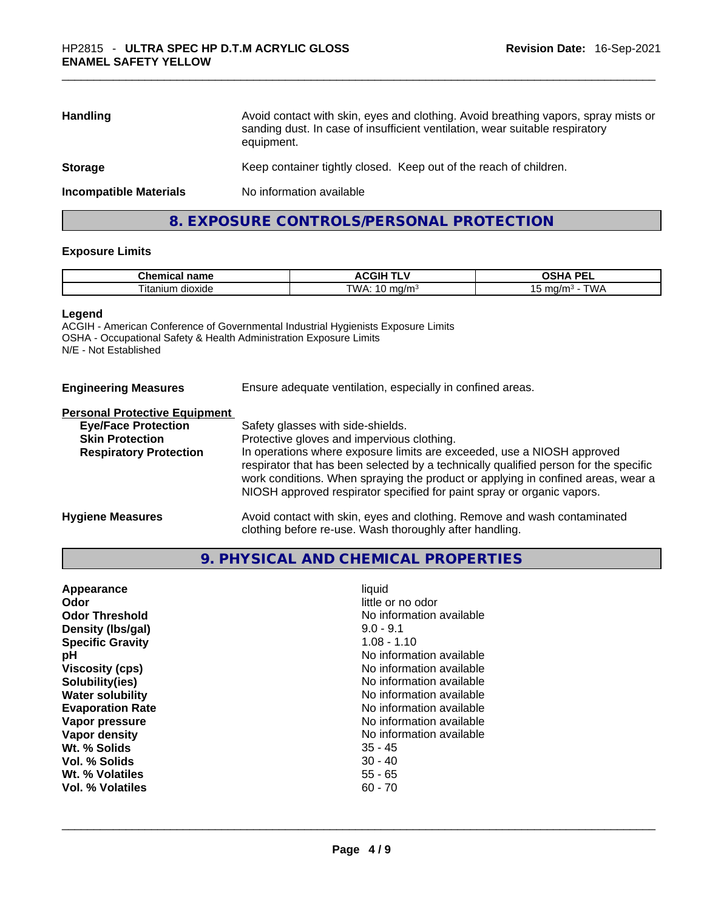| | |
|---|---|
| **Handling** | Avoid contact with skin, eyes and clothing. Avoid breathing vapors, spray mists or sanding dust. In case of insufficient ventilation, wear suitable respiratory equipment. |
| **Storage** | Keep container tightly closed. Keep out of the reach of children. |
| **Incompatible Materials** | No information available |

## 8. EXPOSURE CONTROLS/PERSONAL PROTECTION

### Exposure Limits

| Chemical name | ACGIH TLV | OSHA PEL |
|---|---|---|
| Titanium dioxide | TWA: 10 mg/m³ | 15 mg/m³ - TWA |

**Legend**
ACGIH - American Conference of Governmental Industrial Hygienists Exposure Limits
OSHA - Occupational Safety & Health Administration Exposure Limits
N/E - Not Established

**Engineering Measures** Ensure adequate ventilation, especially in confined areas.

**Personal Protective Equipment**

| | |
|---|---|
| **Eye/Face Protection** | Safety glasses with side-shields. |
| **Skin Protection** | Protective gloves and impervious clothing. |
| **Respiratory Protection** | In operations where exposure limits are exceeded, use a NIOSH approved respirator that has been selected by a technically qualified person for the specific work conditions. When spraying the product or applying in confined areas, wear a NIOSH approved respirator specified for paint spray or organic vapors. |

**Hygiene Measures** Avoid contact with skin, eyes and clothing. Remove and wash contaminated clothing before re-use. Wash thoroughly after handling.

## 9. PHYSICAL AND CHEMICAL PROPERTIES

| | |
|---|---|
| **Appearance** | liquid |
| **Odor** | little or no odor |
| **Odor Threshold** | No information available |
| **Density (lbs/gal)** | 9.0 - 9.1 |
| **Specific Gravity** | 1.08 - 1.10 |
| **pH** | No information available |
| **Viscosity (cps)** | No information available |
| **Solubility(ies)** | No information available |
| **Water solubility** | No information available |
| **Evaporation Rate** | No information available |
| **Vapor pressure** | No information available |
| **Vapor density** | No information available |
| **Wt. % Solids** | 35 - 45 |
| **Vol. % Solids** | 30 - 40 |
| **Wt. % Volatiles** | 55 - 65 |
| **Vol. % Volatiles** | 60 - 70 |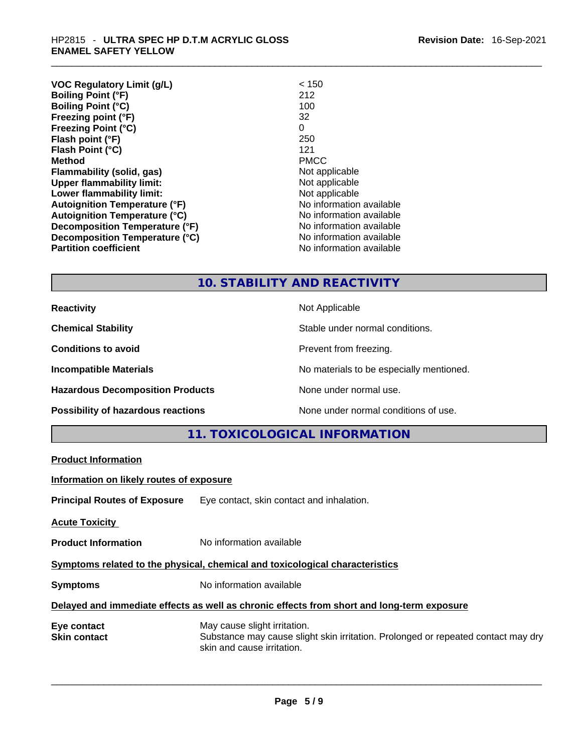| | |
|---|---|
| **VOC Regulatory Limit (g/L)** | < 150 |
| **Boiling Point (°F)** | 212 |
| **Boiling Point (°C)** | 100 |
| **Freezing point (°F)** | 32 |
| **Freezing Point (°C)** | 0 |
| **Flash point (°F)** | 250 |
| **Flash Point (°C)** | 121 |
| **Method** | PMCC |
| **Flammability (solid, gas)** | Not applicable |
| **Upper flammability limit:** | Not applicable |
| **Lower flammability limit:** | Not applicable |
| **Autoignition Temperature (°F)** | No information available |
| **Autoignition Temperature (°C)** | No information available |
| **Decomposition Temperature (°F)** | No information available |
| **Decomposition Temperature (°C)** | No information available |
| **Partition coefficient** | No information available |

## 10. STABILITY AND REACTIVITY

| | |
|---|---|
| **Reactivity** | Not Applicable |
| **Chemical Stability** | Stable under normal conditions. |
| **Conditions to avoid** | Prevent from freezing. |
| **Incompatible Materials** | No materials to be especially mentioned. |
| **Hazardous Decomposition Products** | None under normal use. |
| **Possibility of hazardous reactions** | None under normal conditions of use. |

## 11. TOXICOLOGICAL INFORMATION

**Product Information**

**Information on likely routes of exposure**

**Principal Routes of Exposure** Eye contact, skin contact and inhalation.

**Acute Toxicity**

**Product Information** No information available

**Symptoms related to the physical, chemical and toxicological characteristics**

**Symptoms** No information available

**Delayed and immediate effects as well as chronic effects from short and long-term exposure**

| | |
|---|---|
| **Eye contact** | May cause slight irritation. |
| **Skin contact** | Substance may cause slight skin irritation. Prolonged or repeated contact may dry skin and cause irritation. |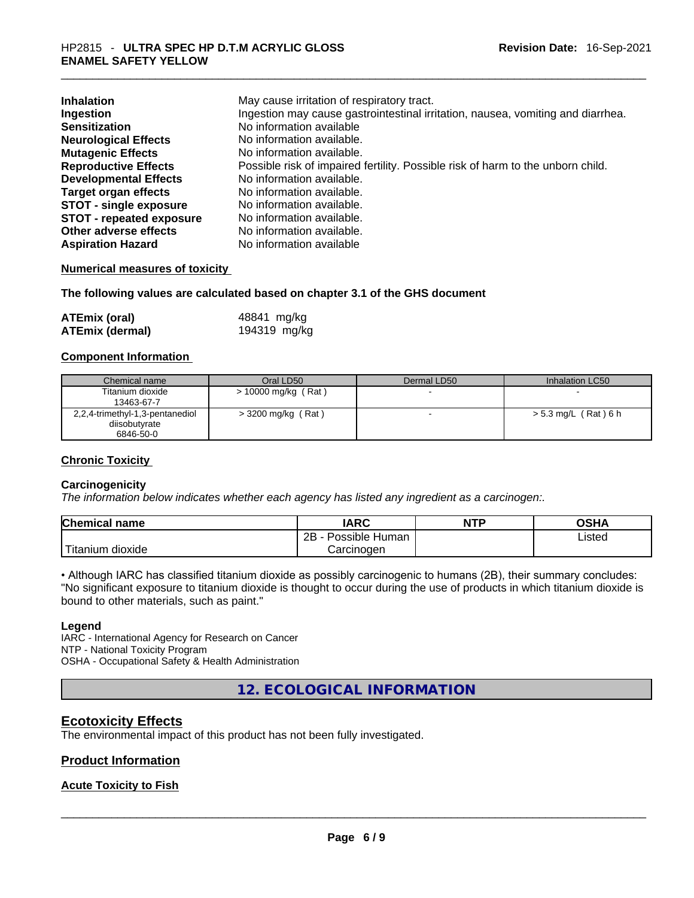| | |
|---|---|
| **Inhalation** | May cause irritation of respiratory tract. |
| **Ingestion** | Ingestion may cause gastrointestinal irritation, nausea, vomiting and diarrhea. |
| **Sensitization** | No information available |
| **Neurological Effects** | No information available. |
| **Mutagenic Effects** | No information available. |
| **Reproductive Effects** | Possible risk of impaired fertility. Possible risk of harm to the unborn child. |
| **Developmental Effects** | No information available. |
| **Target organ effects** | No information available. |
| **STOT - single exposure** | No information available. |
| **STOT - repeated exposure** | No information available. |
| **Other adverse effects** | No information available. |
| **Aspiration Hazard** | No information available |

**Numerical measures of toxicity**

**The following values are calculated based on chapter 3.1 of the GHS document**

| | |
|---|---|
| **ATEmix (oral)** | 48841 mg/kg |
| **ATEmix (dermal)** | 194319 mg/kg |

**Component Information**

| Chemical name | Oral LD50 | Dermal LD50 | Inhalation LC50 |
|---|---|---|---|
| Titanium dioxide<br>13463-67-7 | > 10000 mg/kg ( Rat ) | - | - |
| 2,2,4-trimethyl-1,3-pentanediol diisobutyrate<br>6846-50-0 | > 3200 mg/kg ( Rat ) | - | > 5.3 mg/L ( Rat ) 6 h |

**Chronic Toxicity**

**Carcinogenicity**

*The information below indicates whether each agency has listed any ingredient as a carcinogen:.*

| Chemical name | IARC | NTP | OSHA |
|---|---|---|---|
| Titanium dioxide | 2B - Possible Human Carcinogen | | Listed |

• Although IARC has classified titanium dioxide as possibly carcinogenic to humans (2B), their summary concludes: "No significant exposure to titanium dioxide is thought to occur during the use of products in which titanium dioxide is bound to other materials, such as paint."

**Legend**

IARC - International Agency for Research on Cancer
NTP - National Toxicity Program
OSHA - Occupational Safety & Health Administration

## 12. ECOLOGICAL INFORMATION

### Ecotoxicity Effects

The environmental impact of this product has not been fully investigated.

### Product Information

**Acute Toxicity to Fish**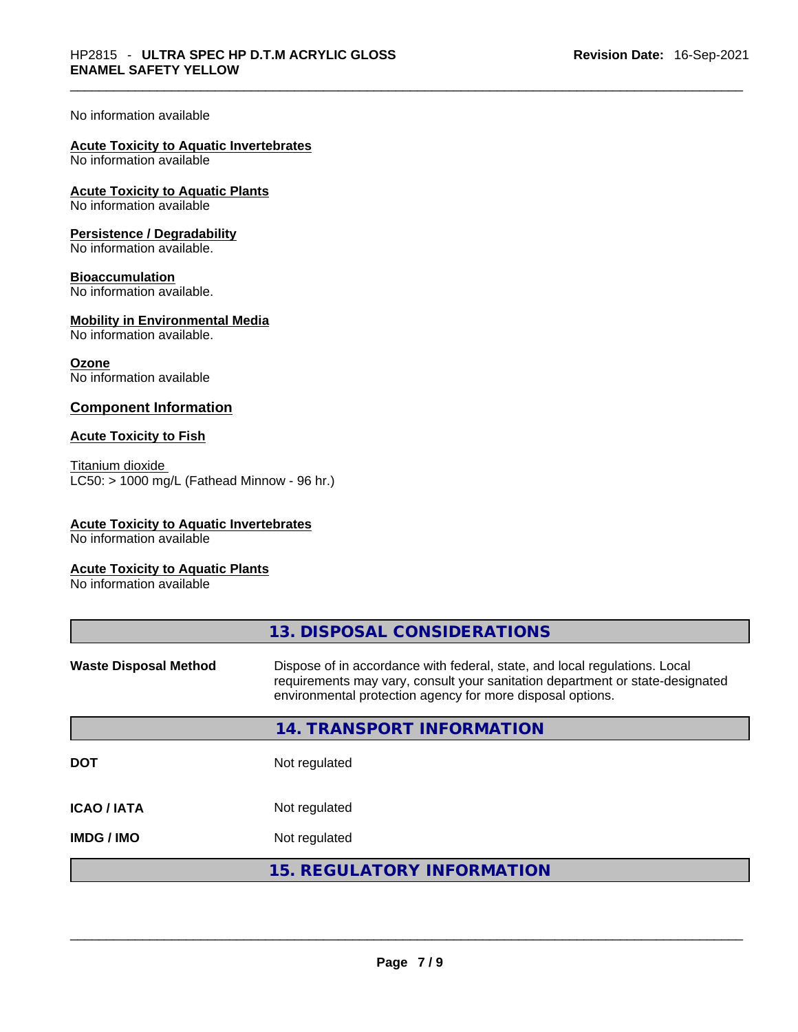No information available

**Acute Toxicity to Aquatic Invertebrates**
No information available

**Acute Toxicity to Aquatic Plants**
No information available

**Persistence / Degradability**
No information available.

**Bioaccumulation**
No information available.

**Mobility in Environmental Media**
No information available.

**Ozone**
No information available

## Component Information

**Acute Toxicity to Fish**

Titanium dioxide
LC50: > 1000 mg/L (Fathead Minnow - 96 hr.)

**Acute Toxicity to Aquatic Invertebrates**
No information available

**Acute Toxicity to Aquatic Plants**
No information available

## 13. DISPOSAL CONSIDERATIONS

| | |
|---|---|
| **Waste Disposal Method** | Dispose of in accordance with federal, state, and local regulations. Local requirements may vary, consult your sanitation department or state-designated environmental protection agency for more disposal options. |

## 14. TRANSPORT INFORMATION

| | |
|---|---|
| **DOT** | Not regulated |
| **ICAO / IATA** | Not regulated |
| **IMDG / IMO** | Not regulated |

## 15. REGULATORY INFORMATION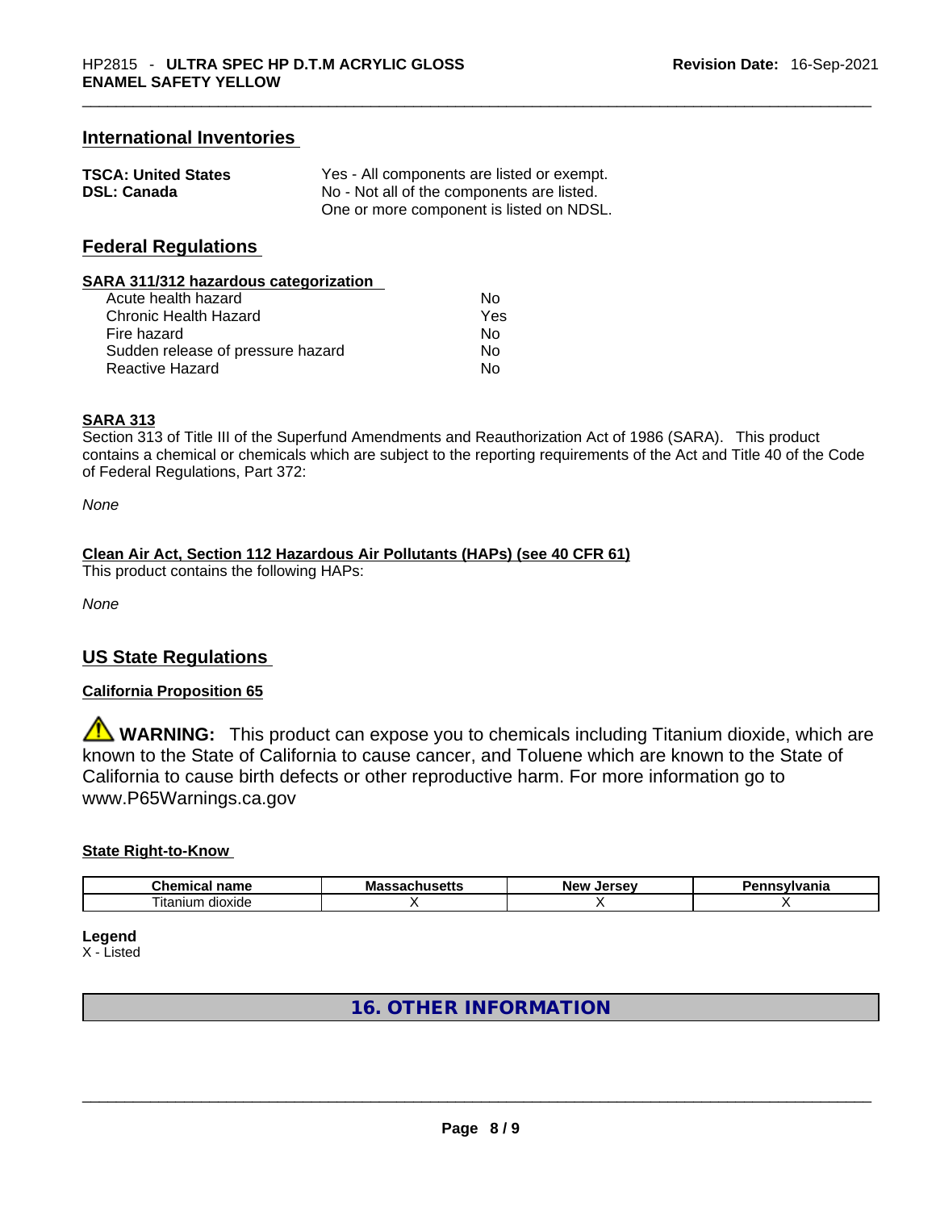## International Inventories

| | |
|---|---|
| **TSCA: United States** | Yes - All components are listed or exempt. |
| **DSL: Canada** | No - Not all of the components are listed. One or more component is listed on NDSL. |

## Federal Regulations

**SARA 311/312 hazardous categorization**

| | |
|---|---|
| Acute health hazard | No |
| Chronic Health Hazard | Yes |
| Fire hazard | No |
| Sudden release of pressure hazard | No |
| Reactive Hazard | No |

**SARA 313**

Section 313 of Title III of the Superfund Amendments and Reauthorization Act of 1986 (SARA). This product contains a chemical or chemicals which are subject to the reporting requirements of the Act and Title 40 of the Code of Federal Regulations, Part 372:

*None*

**Clean Air Act, Section 112 Hazardous Air Pollutants (HAPs) (see 40 CFR 61)**

This product contains the following HAPs:

*None*

## US State Regulations

**California Proposition 65**

⚠ **WARNING:** This product can expose you to chemicals including Titanium dioxide, which are known to the State of California to cause cancer, and Toluene which are known to the State of California to cause birth defects or other reproductive harm. For more information go to www.P65Warnings.ca.gov

**State Right-to-Know**

| Chemical name | Massachusetts | New Jersey | Pennsylvania |
|---|---|---|---|
| Titanium dioxide | X | X | X |

**Legend**

X - Listed

## 16. OTHER INFORMATION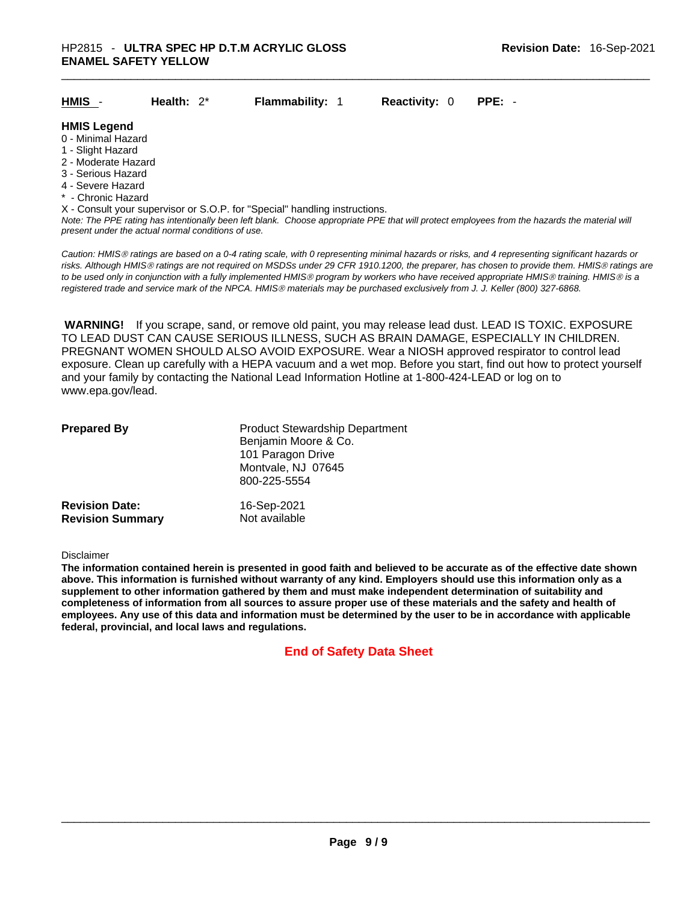**HMIS** - **Health:** 2* **Flammability:** 1 **Reactivity:** 0 **PPE:** -

**HMIS Legend**

0 - Minimal Hazard
1 - Slight Hazard
2 - Moderate Hazard
3 - Serious Hazard
4 - Severe Hazard
* - Chronic Hazard
X - Consult your supervisor or S.O.P. for "Special" handling instructions.

*Note: The PPE rating has intentionally been left blank. Choose appropriate PPE that will protect employees from the hazards the material will present under the actual normal conditions of use.*

*Caution: HMIS® ratings are based on a 0-4 rating scale, with 0 representing minimal hazards or risks, and 4 representing significant hazards or risks. Although HMIS® ratings are not required on MSDSs under 29 CFR 1910.1200, the preparer, has chosen to provide them. HMIS® ratings are to be used only in conjunction with a fully implemented HMIS® program by workers who have received appropriate HMIS® training. HMIS® is a registered trade and service mark of the NPCA. HMIS® materials may be purchased exclusively from J. J. Keller (800) 327-6868.*

**WARNING!** If you scrape, sand, or remove old paint, you may release lead dust. LEAD IS TOXIC. EXPOSURE TO LEAD DUST CAN CAUSE SERIOUS ILLNESS, SUCH AS BRAIN DAMAGE, ESPECIALLY IN CHILDREN. PREGNANT WOMEN SHOULD ALSO AVOID EXPOSURE. Wear a NIOSH approved respirator to control lead exposure. Clean up carefully with a HEPA vacuum and a wet mop. Before you start, find out how to protect yourself and your family by contacting the National Lead Information Hotline at 1-800-424-LEAD or log on to www.epa.gov/lead.

| | |
|---|---|
| **Prepared By** | Product Stewardship Department<br>Benjamin Moore & Co.<br>101 Paragon Drive<br>Montvale, NJ 07645<br>800-225-5554 |
| **Revision Date:** | 16-Sep-2021 |
| **Revision Summary** | Not available |

Disclaimer

**The information contained herein is presented in good faith and believed to be accurate as of the effective date shown above. This information is furnished without warranty of any kind. Employers should use this information only as a supplement to other information gathered by them and must make independent determination of suitability and completeness of information from all sources to assure proper use of these materials and the safety and health of employees. Any use of this data and information must be determined by the user to be in accordance with applicable federal, provincial, and local laws and regulations.**

**End of Safety Data Sheet**